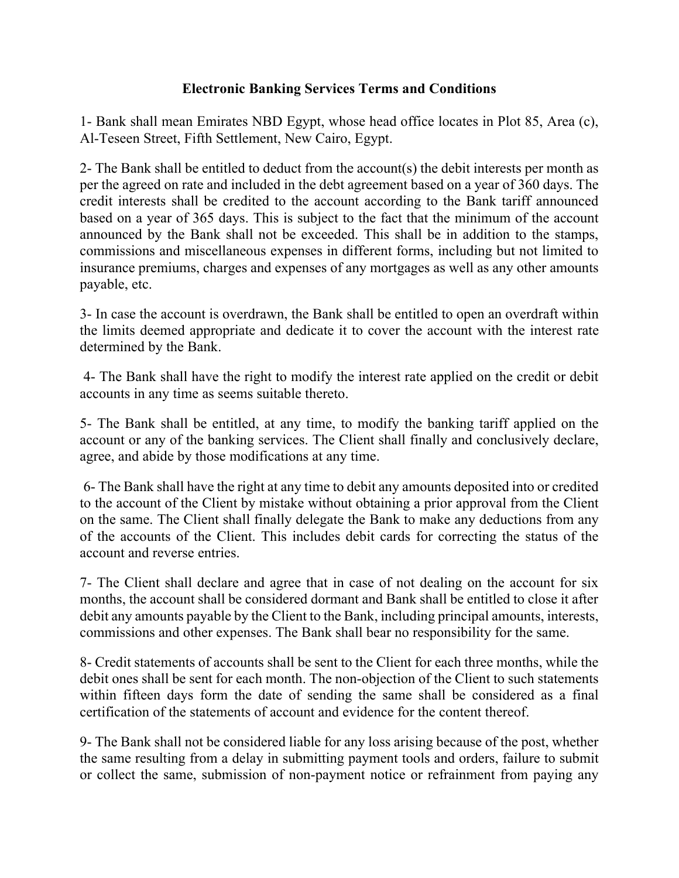# Electronic Banking Services Terms and Conditions

1- Bank shall mean Emirates NBD Egypt, whose head office locates in Plot 85, Area (c), Al-Teseen Street, Fifth Settlement, New Cairo, Egypt.

2- The Bank shall be entitled to deduct from the account(s) the debit interests per month as per the agreed on rate and included in the debt agreement based on a year of 360 days. The credit interests shall be credited to the account according to the Bank tariff announced based on a year of 365 days. This is subject to the fact that the minimum of the account announced by the Bank shall not be exceeded. This shall be in addition to the stamps, commissions and miscellaneous expenses in different forms, including but not limited to insurance premiums, charges and expenses of any mortgages as well as any other amounts payable, etc.

3- In case the account is overdrawn, the Bank shall be entitled to open an overdraft within the limits deemed appropriate and dedicate it to cover the account with the interest rate determined by the Bank.

4- The Bank shall have the right to modify the interest rate applied on the credit or debit accounts in any time as seems suitable thereto.

5- The Bank shall be entitled, at any time, to modify the banking tariff applied on the account or any of the banking services. The Client shall finally and conclusively declare, agree, and abide by those modifications at any time.

6- The Bank shall have the right at any time to debit any amounts deposited into or credited to the account of the Client by mistake without obtaining a prior approval from the Client on the same. The Client shall finally delegate the Bank to make any deductions from any of the accounts of the Client. This includes debit cards for correcting the status of the account and reverse entries.

7- The Client shall declare and agree that in case of not dealing on the account for six months, the account shall be considered dormant and Bank shall be entitled to close it after debit any amounts payable by the Client to the Bank, including principal amounts, interests, commissions and other expenses. The Bank shall bear no responsibility for the same.

8- Credit statements of accounts shall be sent to the Client for each three months, while the debit ones shall be sent for each month. The non-objection of the Client to such statements within fifteen days form the date of sending the same shall be considered as a final certification of the statements of account and evidence for the content thereof.

9- The Bank shall not be considered liable for any loss arising because of the post, whether the same resulting from a delay in submitting payment tools and orders, failure to submit or collect the same, submission of non-payment notice or refrainment from paying any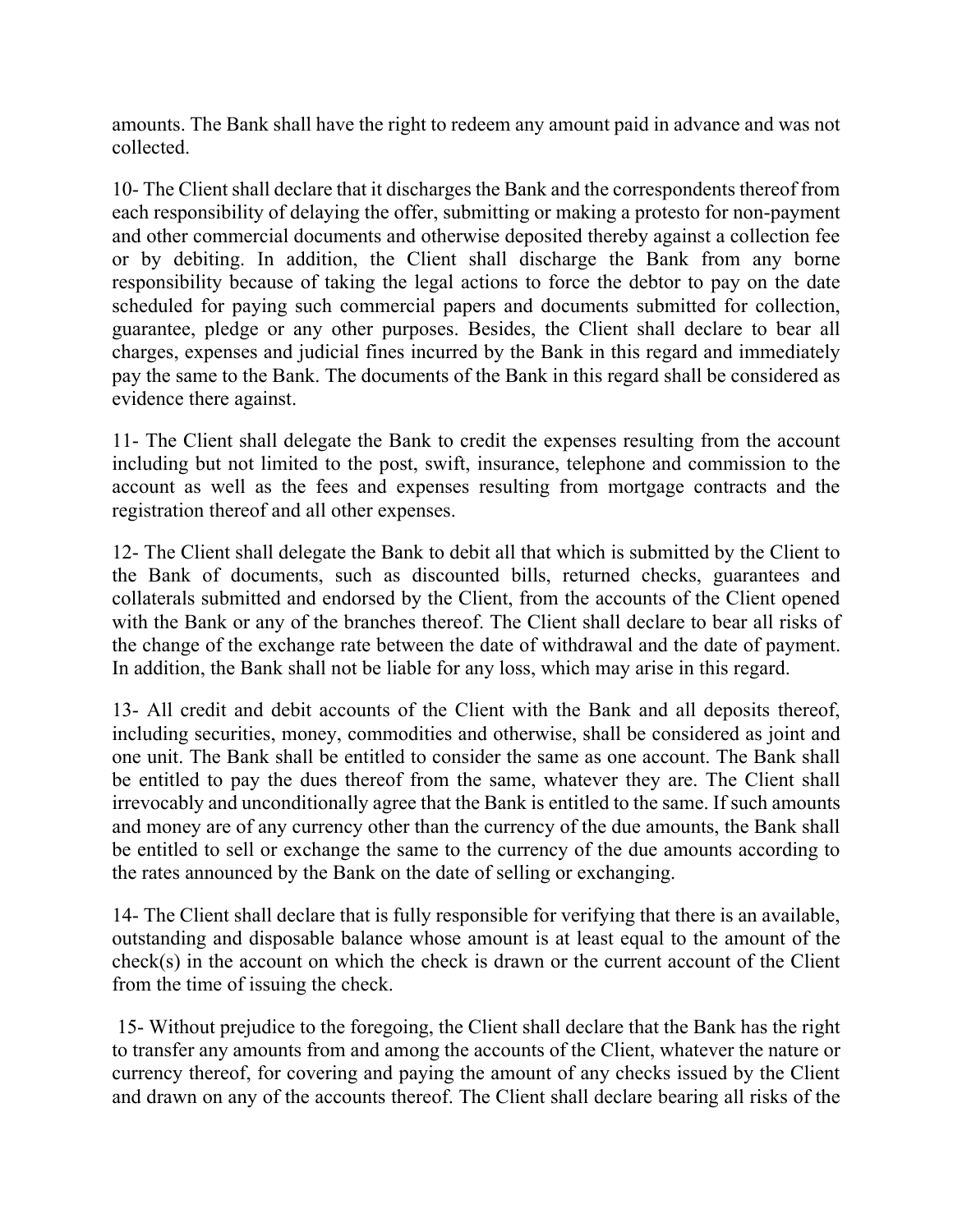amounts. The Bank shall have the right to redeem any amount paid in advance and was not collected.

10- The Client shall declare that it discharges the Bank and the correspondents thereof from each responsibility of delaying the offer, submitting or making a protesto for non-payment and other commercial documents and otherwise deposited thereby against a collection fee or by debiting. In addition, the Client shall discharge the Bank from any borne responsibility because of taking the legal actions to force the debtor to pay on the date scheduled for paying such commercial papers and documents submitted for collection, guarantee, pledge or any other purposes. Besides, the Client shall declare to bear all charges, expenses and judicial fines incurred by the Bank in this regard and immediately pay the same to the Bank. The documents of the Bank in this regard shall be considered as evidence there against.

11- The Client shall delegate the Bank to credit the expenses resulting from the account including but not limited to the post, swift, insurance, telephone and commission to the account as well as the fees and expenses resulting from mortgage contracts and the registration thereof and all other expenses.

12- The Client shall delegate the Bank to debit all that which is submitted by the Client to the Bank of documents, such as discounted bills, returned checks, guarantees and collaterals submitted and endorsed by the Client, from the accounts of the Client opened with the Bank or any of the branches thereof. The Client shall declare to bear all risks of the change of the exchange rate between the date of withdrawal and the date of payment. In addition, the Bank shall not be liable for any loss, which may arise in this regard.

13- All credit and debit accounts of the Client with the Bank and all deposits thereof, including securities, money, commodities and otherwise, shall be considered as joint and one unit. The Bank shall be entitled to consider the same as one account. The Bank shall be entitled to pay the dues thereof from the same, whatever they are. The Client shall irrevocably and unconditionally agree that the Bank is entitled to the same. If such amounts and money are of any currency other than the currency of the due amounts, the Bank shall be entitled to sell or exchange the same to the currency of the due amounts according to the rates announced by the Bank on the date of selling or exchanging.

14- The Client shall declare that is fully responsible for verifying that there is an available, outstanding and disposable balance whose amount is at least equal to the amount of the check(s) in the account on which the check is drawn or the current account of the Client from the time of issuing the check.

15- Without prejudice to the foregoing, the Client shall declare that the Bank has the right to transfer any amounts from and among the accounts of the Client, whatever the nature or currency thereof, for covering and paying the amount of any checks issued by the Client and drawn on any of the accounts thereof. The Client shall declare bearing all risks of the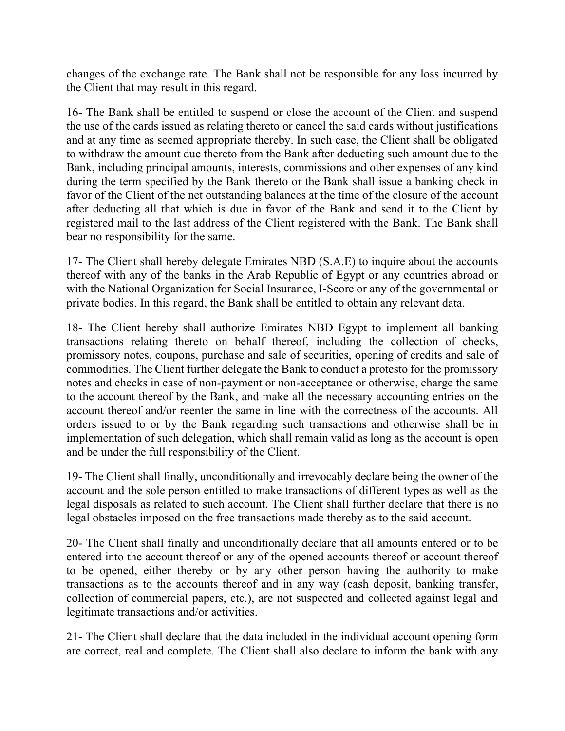changes of the exchange rate. The Bank shall not be responsible for any loss incurred by the Client that may result in this regard.

16- The Bank shall be entitled to suspend or close the account of the Client and suspend the use of the cards issued as relating thereto or cancel the said cards without justifications and at any time as seemed appropriate thereby. In such case, the Client shall be obligated to withdraw the amount due thereto from the Bank after deducting such amount due to the Bank, including principal amounts, interests, commissions and other expenses of any kind during the term specified by the Bank thereto or the Bank shall issue a banking check in favor of the Client of the net outstanding balances at the time of the closure of the account after deducting all that which is due in favor of the Bank and send it to the Client by registered mail to the last address of the Client registered with the Bank. The Bank shall bear no responsibility for the same.

17- The Client shall hereby delegate Emirates NBD (S.A.E) to inquire about the accounts thereof with any of the banks in the Arab Republic of Egypt or any countries abroad or with the National Organization for Social Insurance, I-Score or any of the governmental or private bodies. In this regard, the Bank shall be entitled to obtain any relevant data.

18- The Client hereby shall authorize Emirates NBD Egypt to implement all banking transactions relating thereto on behalf thereof, including the collection of checks, promissory notes, coupons, purchase and sale of securities, opening of credits and sale of commodities. The Client further delegate the Bank to conduct a protesto for the promissory notes and checks in case of non-payment or non-acceptance or otherwise, charge the same to the account thereof by the Bank, and make all the necessary accounting entries on the account thereof and/or reenter the same in line with the correctness of the accounts. All orders issued to or by the Bank regarding such transactions and otherwise shall be in implementation of such delegation, which shall remain valid as long as the account is open and be under the full responsibility of the Client.

19- The Client shall finally, unconditionally and irrevocably declare being the owner of the account and the sole person entitled to make transactions of different types as well as the legal disposals as related to such account. The Client shall further declare that there is no legal obstacles imposed on the free transactions made thereby as to the said account.

20- The Client shall finally and unconditionally declare that all amounts entered or to be entered into the account thereof or any of the opened accounts thereof or account thereof to be opened, either thereby or by any other person having the authority to make transactions as to the accounts thereof and in any way (cash deposit, banking transfer, collection of commercial papers, etc.), are not suspected and collected against legal and legitimate transactions and/or activities.

21- The Client shall declare that the data included in the individual account opening form are correct, real and complete. The Client shall also declare to inform the bank with any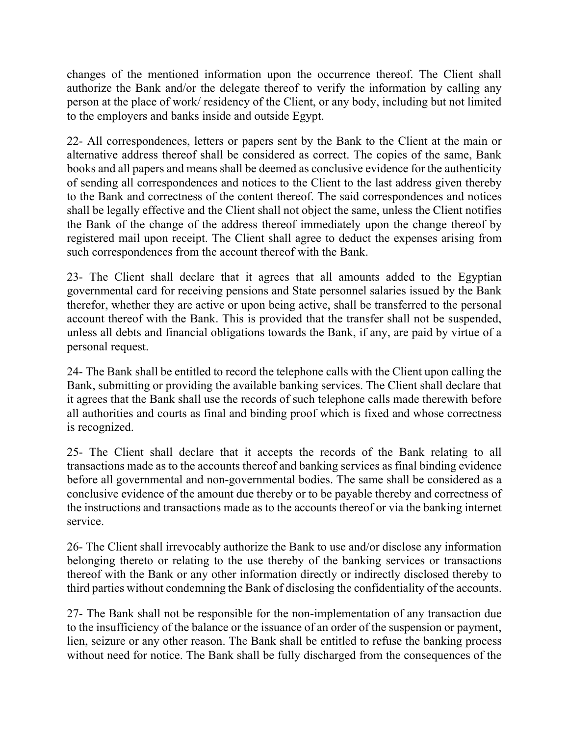changes of the mentioned information upon the occurrence thereof. The Client shall authorize the Bank and/or the delegate thereof to verify the information by calling any person at the place of work/ residency of the Client, or any body, including but not limited to the employers and banks inside and outside Egypt.

22- All correspondences, letters or papers sent by the Bank to the Client at the main or alternative address thereof shall be considered as correct. The copies of the same, Bank books and all papers and means shall be deemed as conclusive evidence for the authenticity of sending all correspondences and notices to the Client to the last address given thereby to the Bank and correctness of the content thereof. The said correspondences and notices shall be legally effective and the Client shall not object the same, unless the Client notifies the Bank of the change of the address thereof immediately upon the change thereof by registered mail upon receipt. The Client shall agree to deduct the expenses arising from such correspondences from the account thereof with the Bank.

23- The Client shall declare that it agrees that all amounts added to the Egyptian governmental card for receiving pensions and State personnel salaries issued by the Bank therefor, whether they are active or upon being active, shall be transferred to the personal account thereof with the Bank. This is provided that the transfer shall not be suspended, unless all debts and financial obligations towards the Bank, if any, are paid by virtue of a personal request.

24- The Bank shall be entitled to record the telephone calls with the Client upon calling the Bank, submitting or providing the available banking services. The Client shall declare that it agrees that the Bank shall use the records of such telephone calls made therewith before all authorities and courts as final and binding proof which is fixed and whose correctness is recognized.

25- The Client shall declare that it accepts the records of the Bank relating to all transactions made as to the accounts thereof and banking services as final binding evidence before all governmental and non-governmental bodies. The same shall be considered as a conclusive evidence of the amount due thereby or to be payable thereby and correctness of the instructions and transactions made as to the accounts thereof or via the banking internet service.

26- The Client shall irrevocably authorize the Bank to use and/or disclose any information belonging thereto or relating to the use thereby of the banking services or transactions thereof with the Bank or any other information directly or indirectly disclosed thereby to third parties without condemning the Bank of disclosing the confidentiality of the accounts.

27- The Bank shall not be responsible for the non-implementation of any transaction due to the insufficiency of the balance or the issuance of an order of the suspension or payment, lien, seizure or any other reason. The Bank shall be entitled to refuse the banking process without need for notice. The Bank shall be fully discharged from the consequences of the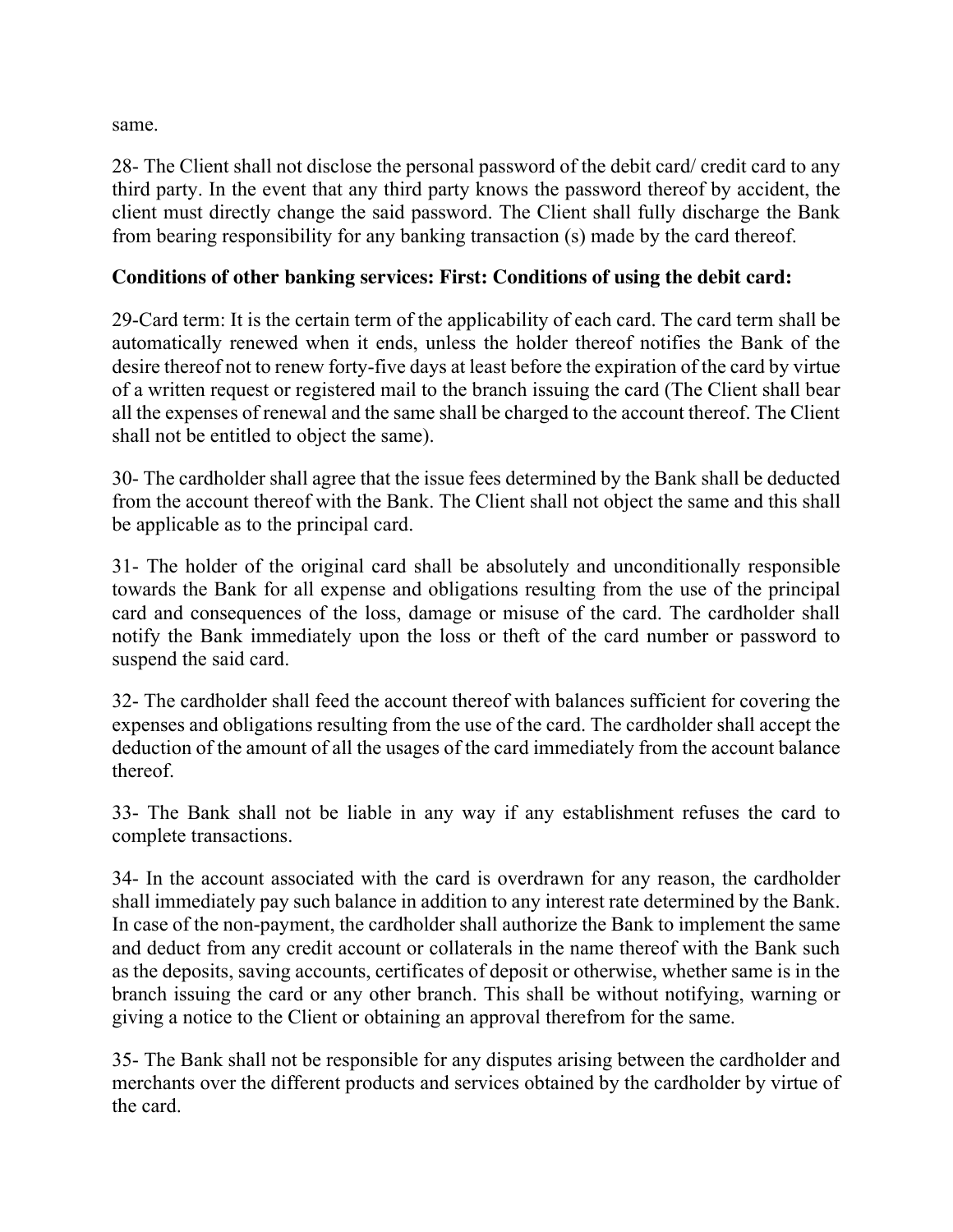same.

28- The Client shall not disclose the personal password of the debit card/ credit card to any third party. In the event that any third party knows the password thereof by accident, the client must directly change the said password. The Client shall fully discharge the Bank from bearing responsibility for any banking transaction (s) made by the card thereof.

**Conditions of other banking services: First: Conditions of using the debit card:**

29-Card term: It is the certain term of the applicability of each card. The card term shall be automatically renewed when it ends, unless the holder thereof notifies the Bank of the desire thereof not to renew forty-five days at least before the expiration of the card by virtue of a written request or registered mail to the branch issuing the card (The Client shall bear all the expenses of renewal and the same shall be charged to the account thereof. The Client shall not be entitled to object the same).

30- The cardholder shall agree that the issue fees determined by the Bank shall be deducted from the account thereof with the Bank. The Client shall not object the same and this shall be applicable as to the principal card.

31- The holder of the original card shall be absolutely and unconditionally responsible towards the Bank for all expense and obligations resulting from the use of the principal card and consequences of the loss, damage or misuse of the card. The cardholder shall notify the Bank immediately upon the loss or theft of the card number or password to suspend the said card.

32- The cardholder shall feed the account thereof with balances sufficient for covering the expenses and obligations resulting from the use of the card. The cardholder shall accept the deduction of the amount of all the usages of the card immediately from the account balance thereof.

33- The Bank shall not be liable in any way if any establishment refuses the card to complete transactions.

34- In the account associated with the card is overdrawn for any reason, the cardholder shall immediately pay such balance in addition to any interest rate determined by the Bank. In case of the non-payment, the cardholder shall authorize the Bank to implement the same and deduct from any credit account or collaterals in the name thereof with the Bank such as the deposits, saving accounts, certificates of deposit or otherwise, whether same is in the branch issuing the card or any other branch. This shall be without notifying, warning or giving a notice to the Client or obtaining an approval therefrom for the same.

35- The Bank shall not be responsible for any disputes arising between the cardholder and merchants over the different products and services obtained by the cardholder by virtue of the card.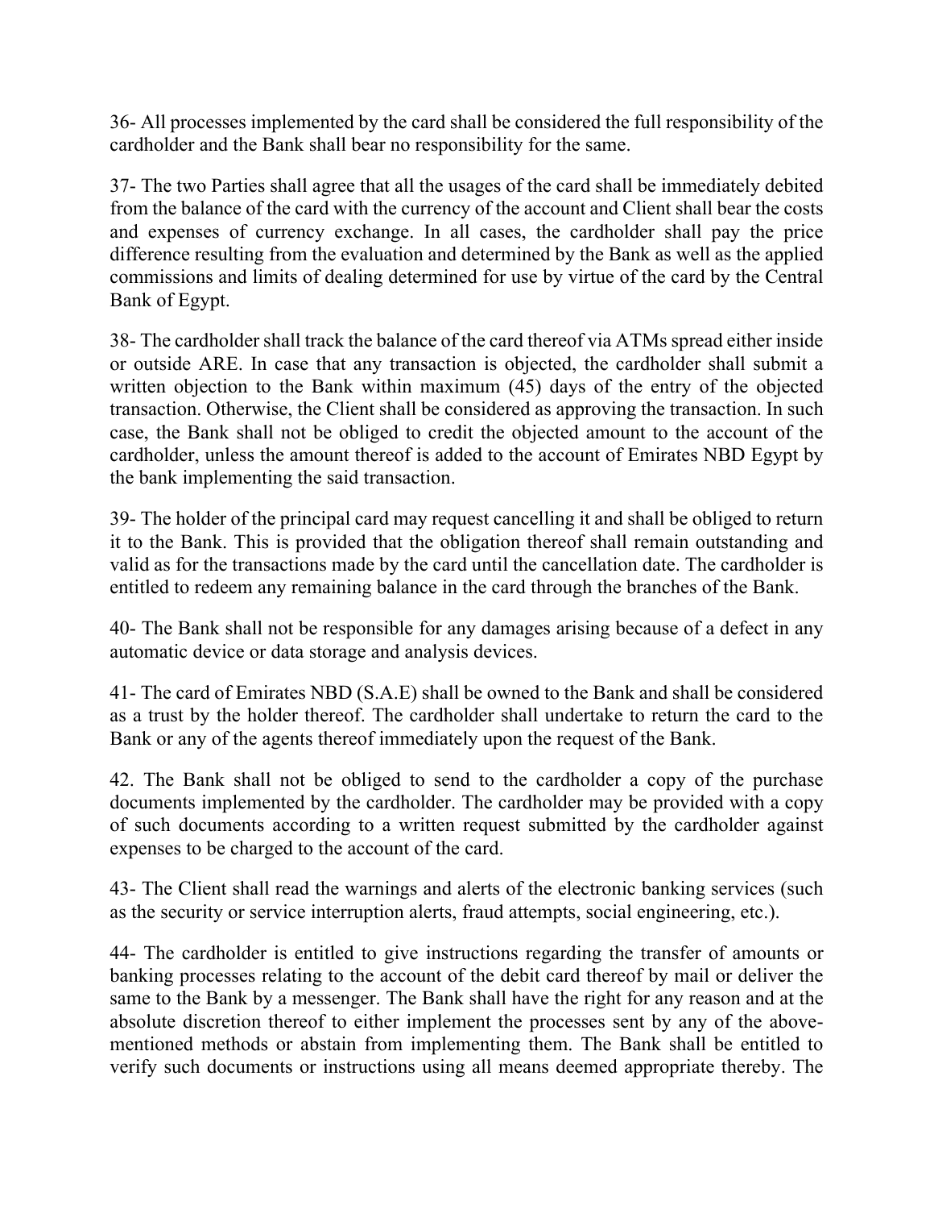36- All processes implemented by the card shall be considered the full responsibility of the cardholder and the Bank shall bear no responsibility for the same.

37- The two Parties shall agree that all the usages of the card shall be immediately debited from the balance of the card with the currency of the account and Client shall bear the costs and expenses of currency exchange. In all cases, the cardholder shall pay the price difference resulting from the evaluation and determined by the Bank as well as the applied commissions and limits of dealing determined for use by virtue of the card by the Central Bank of Egypt.

38- The cardholder shall track the balance of the card thereof via ATMs spread either inside or outside ARE. In case that any transaction is objected, the cardholder shall submit a written objection to the Bank within maximum (45) days of the entry of the objected transaction. Otherwise, the Client shall be considered as approving the transaction. In such case, the Bank shall not be obliged to credit the objected amount to the account of the cardholder, unless the amount thereof is added to the account of Emirates NBD Egypt by the bank implementing the said transaction.

39- The holder of the principal card may request cancelling it and shall be obliged to return it to the Bank. This is provided that the obligation thereof shall remain outstanding and valid as for the transactions made by the card until the cancellation date. The cardholder is entitled to redeem any remaining balance in the card through the branches of the Bank.

40- The Bank shall not be responsible for any damages arising because of a defect in any automatic device or data storage and analysis devices.

41- The card of Emirates NBD (S.A.E) shall be owned to the Bank and shall be considered as a trust by the holder thereof. The cardholder shall undertake to return the card to the Bank or any of the agents thereof immediately upon the request of the Bank.

42. The Bank shall not be obliged to send to the cardholder a copy of the purchase documents implemented by the cardholder. The cardholder may be provided with a copy of such documents according to a written request submitted by the cardholder against expenses to be charged to the account of the card.

43- The Client shall read the warnings and alerts of the electronic banking services (such as the security or service interruption alerts, fraud attempts, social engineering, etc.).

44- The cardholder is entitled to give instructions regarding the transfer of amounts or banking processes relating to the account of the debit card thereof by mail or deliver the same to the Bank by a messenger. The Bank shall have the right for any reason and at the absolute discretion thereof to either implement the processes sent by any of the above-mentioned methods or abstain from implementing them. The Bank shall be entitled to verify such documents or instructions using all means deemed appropriate thereby. The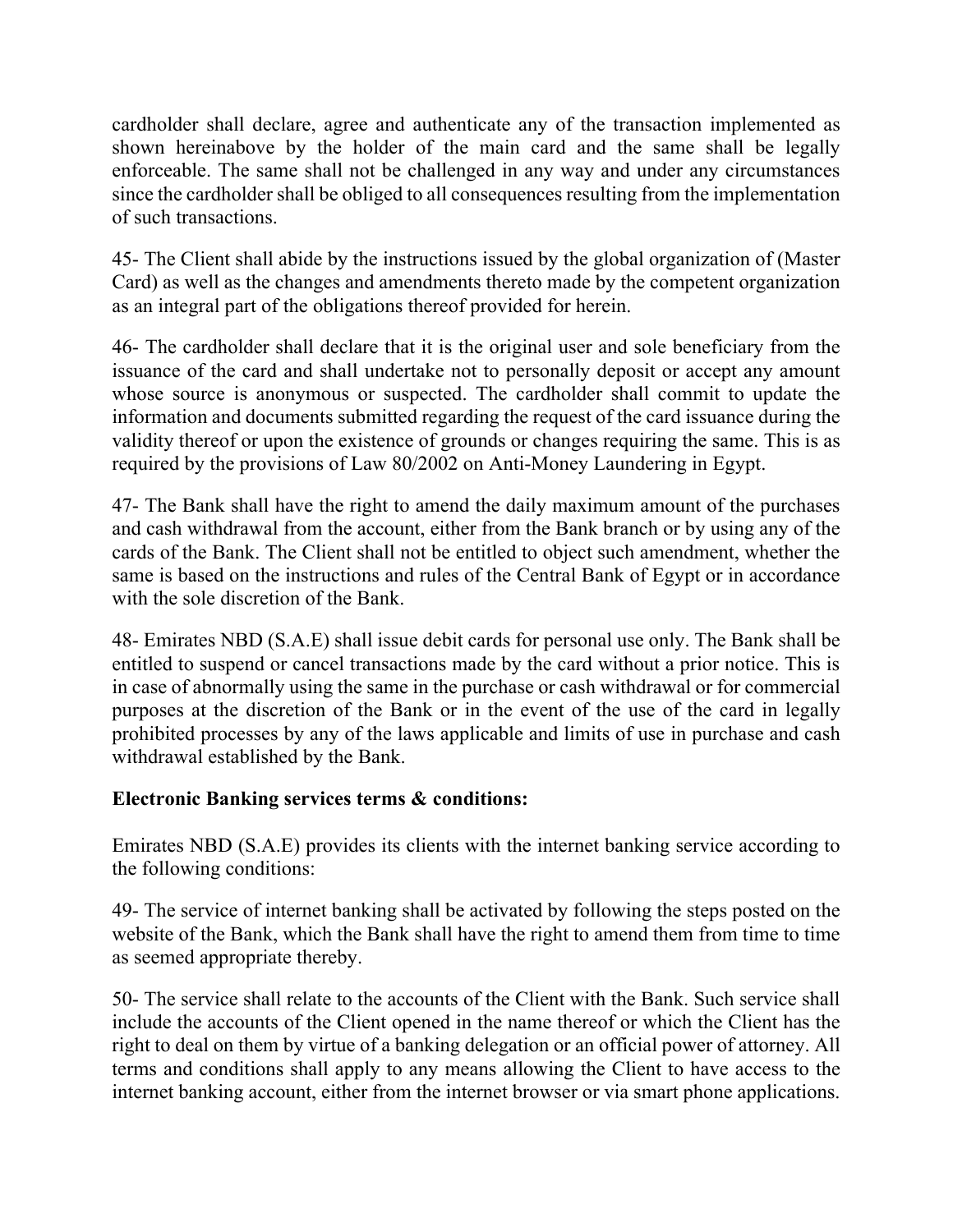cardholder shall declare, agree and authenticate any of the transaction implemented as shown hereinabove by the holder of the main card and the same shall be legally enforceable. The same shall not be challenged in any way and under any circumstances since the cardholder shall be obliged to all consequences resulting from the implementation of such transactions.

45- The Client shall abide by the instructions issued by the global organization of (Master Card) as well as the changes and amendments thereto made by the competent organization as an integral part of the obligations thereof provided for herein.

46- The cardholder shall declare that it is the original user and sole beneficiary from the issuance of the card and shall undertake not to personally deposit or accept any amount whose source is anonymous or suspected. The cardholder shall commit to update the information and documents submitted regarding the request of the card issuance during the validity thereof or upon the existence of grounds or changes requiring the same. This is as required by the provisions of Law 80/2002 on Anti-Money Laundering in Egypt.

47- The Bank shall have the right to amend the daily maximum amount of the purchases and cash withdrawal from the account, either from the Bank branch or by using any of the cards of the Bank. The Client shall not be entitled to object such amendment, whether the same is based on the instructions and rules of the Central Bank of Egypt or in accordance with the sole discretion of the Bank.

48- Emirates NBD (S.A.E) shall issue debit cards for personal use only. The Bank shall be entitled to suspend or cancel transactions made by the card without a prior notice. This is in case of abnormally using the same in the purchase or cash withdrawal or for commercial purposes at the discretion of the Bank or in the event of the use of the card in legally prohibited processes by any of the laws applicable and limits of use in purchase and cash withdrawal established by the Bank.

**Electronic Banking services terms & conditions:**

Emirates NBD (S.A.E) provides its clients with the internet banking service according to the following conditions:

49- The service of internet banking shall be activated by following the steps posted on the website of the Bank, which the Bank shall have the right to amend them from time to time as seemed appropriate thereby.

50- The service shall relate to the accounts of the Client with the Bank. Such service shall include the accounts of the Client opened in the name thereof or which the Client has the right to deal on them by virtue of a banking delegation or an official power of attorney. All terms and conditions shall apply to any means allowing the Client to have access to the internet banking account, either from the internet browser or via smart phone applications.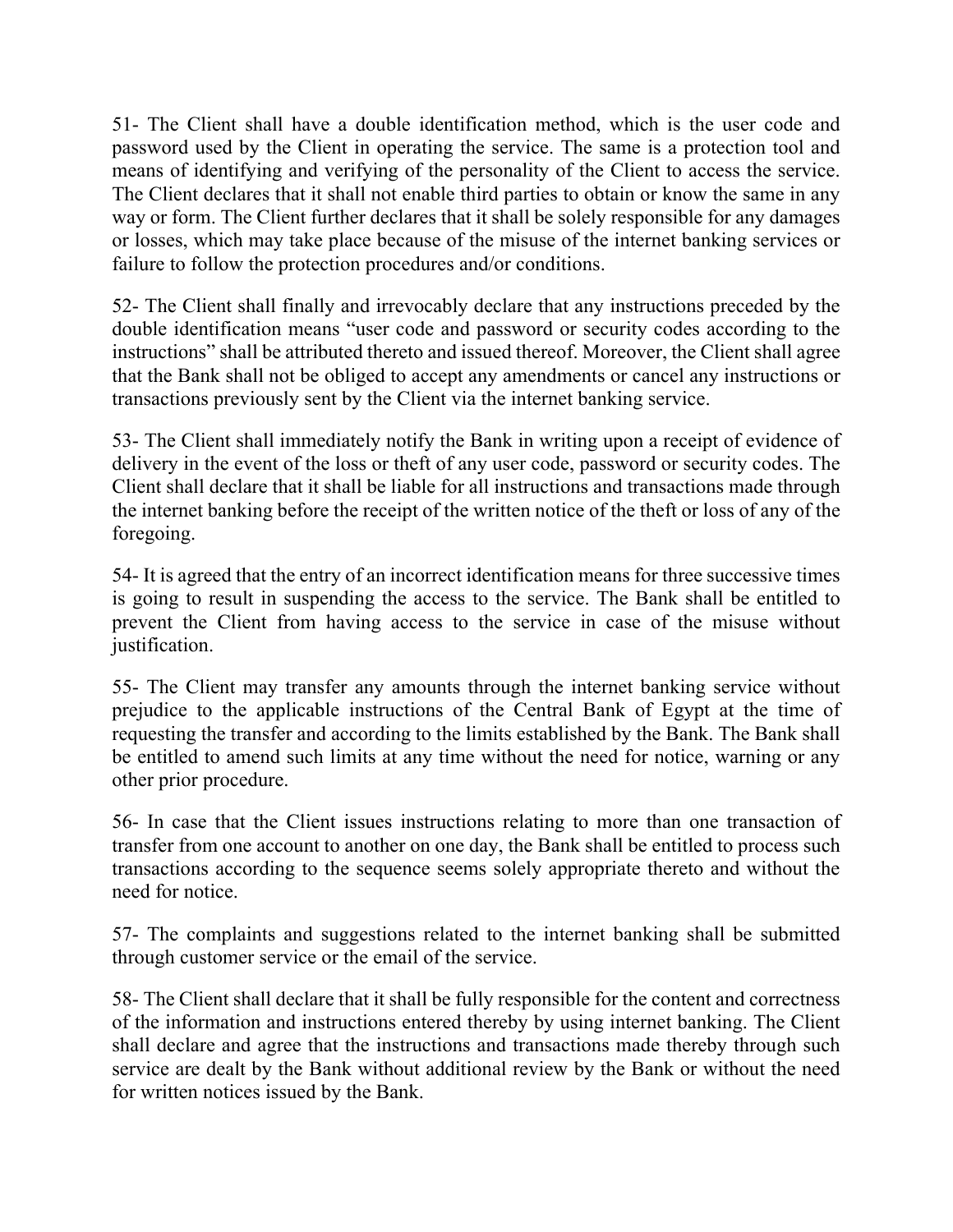51- The Client shall have a double identification method, which is the user code and password used by the Client in operating the service. The same is a protection tool and means of identifying and verifying of the personality of the Client to access the service. The Client declares that it shall not enable third parties to obtain or know the same in any way or form. The Client further declares that it shall be solely responsible for any damages or losses, which may take place because of the misuse of the internet banking services or failure to follow the protection procedures and/or conditions.

52- The Client shall finally and irrevocably declare that any instructions preceded by the double identification means "user code and password or security codes according to the instructions" shall be attributed thereto and issued thereof. Moreover, the Client shall agree that the Bank shall not be obliged to accept any amendments or cancel any instructions or transactions previously sent by the Client via the internet banking service.

53- The Client shall immediately notify the Bank in writing upon a receipt of evidence of delivery in the event of the loss or theft of any user code, password or security codes. The Client shall declare that it shall be liable for all instructions and transactions made through the internet banking before the receipt of the written notice of the theft or loss of any of the foregoing.

54- It is agreed that the entry of an incorrect identification means for three successive times is going to result in suspending the access to the service. The Bank shall be entitled to prevent the Client from having access to the service in case of the misuse without justification.

55- The Client may transfer any amounts through the internet banking service without prejudice to the applicable instructions of the Central Bank of Egypt at the time of requesting the transfer and according to the limits established by the Bank. The Bank shall be entitled to amend such limits at any time without the need for notice, warning or any other prior procedure.

56- In case that the Client issues instructions relating to more than one transaction of transfer from one account to another on one day, the Bank shall be entitled to process such transactions according to the sequence seems solely appropriate thereto and without the need for notice.

57- The complaints and suggestions related to the internet banking shall be submitted through customer service or the email of the service.

58- The Client shall declare that it shall be fully responsible for the content and correctness of the information and instructions entered thereby by using internet banking. The Client shall declare and agree that the instructions and transactions made thereby through such service are dealt by the Bank without additional review by the Bank or without the need for written notices issued by the Bank.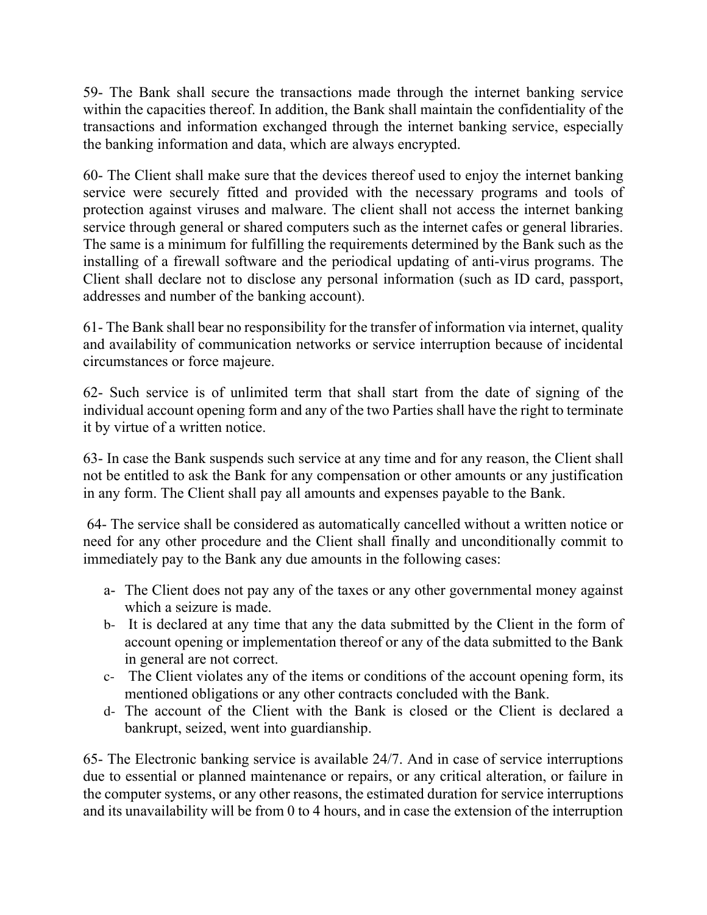59- The Bank shall secure the transactions made through the internet banking service within the capacities thereof. In addition, the Bank shall maintain the confidentiality of the transactions and information exchanged through the internet banking service, especially the banking information and data, which are always encrypted.

60- The Client shall make sure that the devices thereof used to enjoy the internet banking service were securely fitted and provided with the necessary programs and tools of protection against viruses and malware. The client shall not access the internet banking service through general or shared computers such as the internet cafes or general libraries. The same is a minimum for fulfilling the requirements determined by the Bank such as the installing of a firewall software and the periodical updating of anti-virus programs. The Client shall declare not to disclose any personal information (such as ID card, passport, addresses and number of the banking account).

61- The Bank shall bear no responsibility for the transfer of information via internet, quality and availability of communication networks or service interruption because of incidental circumstances or force majeure.

62- Such service is of unlimited term that shall start from the date of signing of the individual account opening form and any of the two Parties shall have the right to terminate it by virtue of a written notice.

63- In case the Bank suspends such service at any time and for any reason, the Client shall not be entitled to ask the Bank for any compensation or other amounts or any justification in any form. The Client shall pay all amounts and expenses payable to the Bank.

64- The service shall be considered as automatically cancelled without a written notice or need for any other procedure and the Client shall finally and unconditionally commit to immediately pay to the Bank any due amounts in the following cases:

- a- The Client does not pay any of the taxes or any other governmental money against which a seizure is made.
- b- It is declared at any time that any the data submitted by the Client in the form of account opening or implementation thereof or any of the data submitted to the Bank in general are not correct.
- c- The Client violates any of the items or conditions of the account opening form, its mentioned obligations or any other contracts concluded with the Bank.
- d- The account of the Client with the Bank is closed or the Client is declared a bankrupt, seized, went into guardianship.

65- The Electronic banking service is available 24/7. And in case of service interruptions due to essential or planned maintenance or repairs, or any critical alteration, or failure in the computer systems, or any other reasons, the estimated duration for service interruptions and its unavailability will be from 0 to 4 hours, and in case the extension of the interruption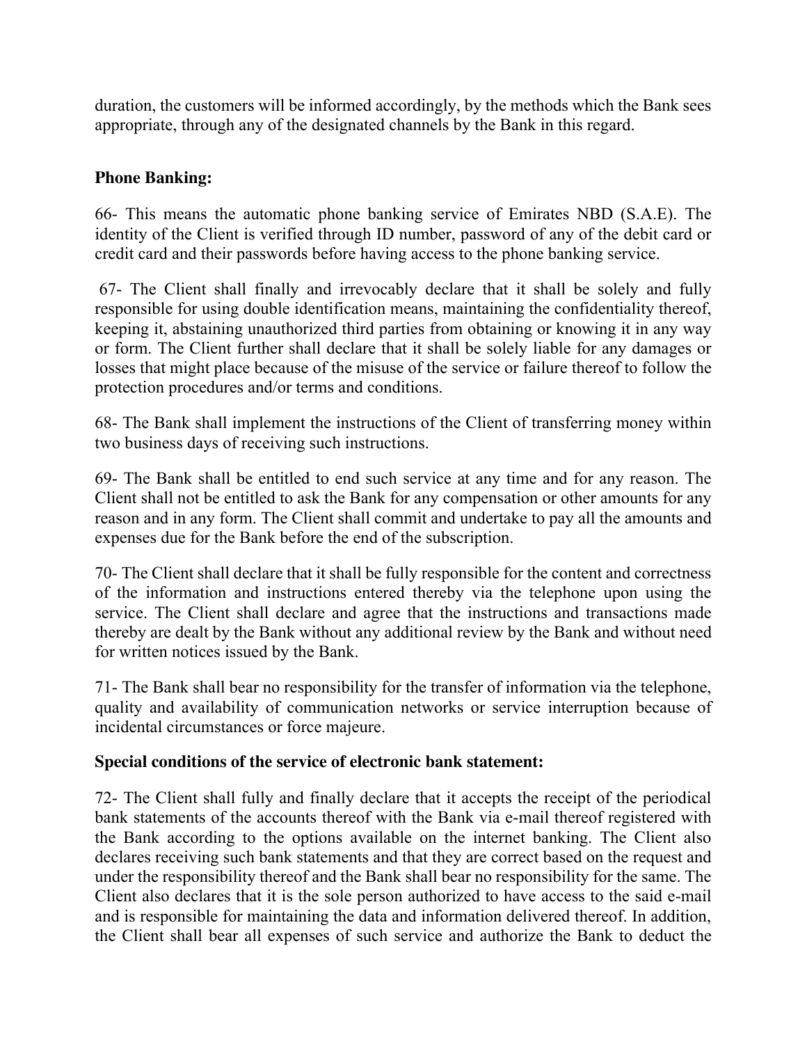duration, the customers will be informed accordingly, by the methods which the Bank sees appropriate, through any of the designated channels by the Bank in this regard.

**Phone Banking:**

66- This means the automatic phone banking service of Emirates NBD (S.A.E). The identity of the Client is verified through ID number, password of any of the debit card or credit card and their passwords before having access to the phone banking service.

67- The Client shall finally and irrevocably declare that it shall be solely and fully responsible for using double identification means, maintaining the confidentiality thereof, keeping it, abstaining unauthorized third parties from obtaining or knowing it in any way or form. The Client further shall declare that it shall be solely liable for any damages or losses that might place because of the misuse of the service or failure thereof to follow the protection procedures and/or terms and conditions.

68- The Bank shall implement the instructions of the Client of transferring money within two business days of receiving such instructions.

69- The Bank shall be entitled to end such service at any time and for any reason. The Client shall not be entitled to ask the Bank for any compensation or other amounts for any reason and in any form. The Client shall commit and undertake to pay all the amounts and expenses due for the Bank before the end of the subscription.

70- The Client shall declare that it shall be fully responsible for the content and correctness of the information and instructions entered thereby via the telephone upon using the service. The Client shall declare and agree that the instructions and transactions made thereby are dealt by the Bank without any additional review by the Bank and without need for written notices issued by the Bank.

71- The Bank shall bear no responsibility for the transfer of information via the telephone, quality and availability of communication networks or service interruption because of incidental circumstances or force majeure.

**Special conditions of the service of electronic bank statement:**

72- The Client shall fully and finally declare that it accepts the receipt of the periodical bank statements of the accounts thereof with the Bank via e-mail thereof registered with the Bank according to the options available on the internet banking. The Client also declares receiving such bank statements and that they are correct based on the request and under the responsibility thereof and the Bank shall bear no responsibility for the same. The Client also declares that it is the sole person authorized to have access to the said e-mail and is responsible for maintaining the data and information delivered thereof. In addition, the Client shall bear all expenses of such service and authorize the Bank to deduct the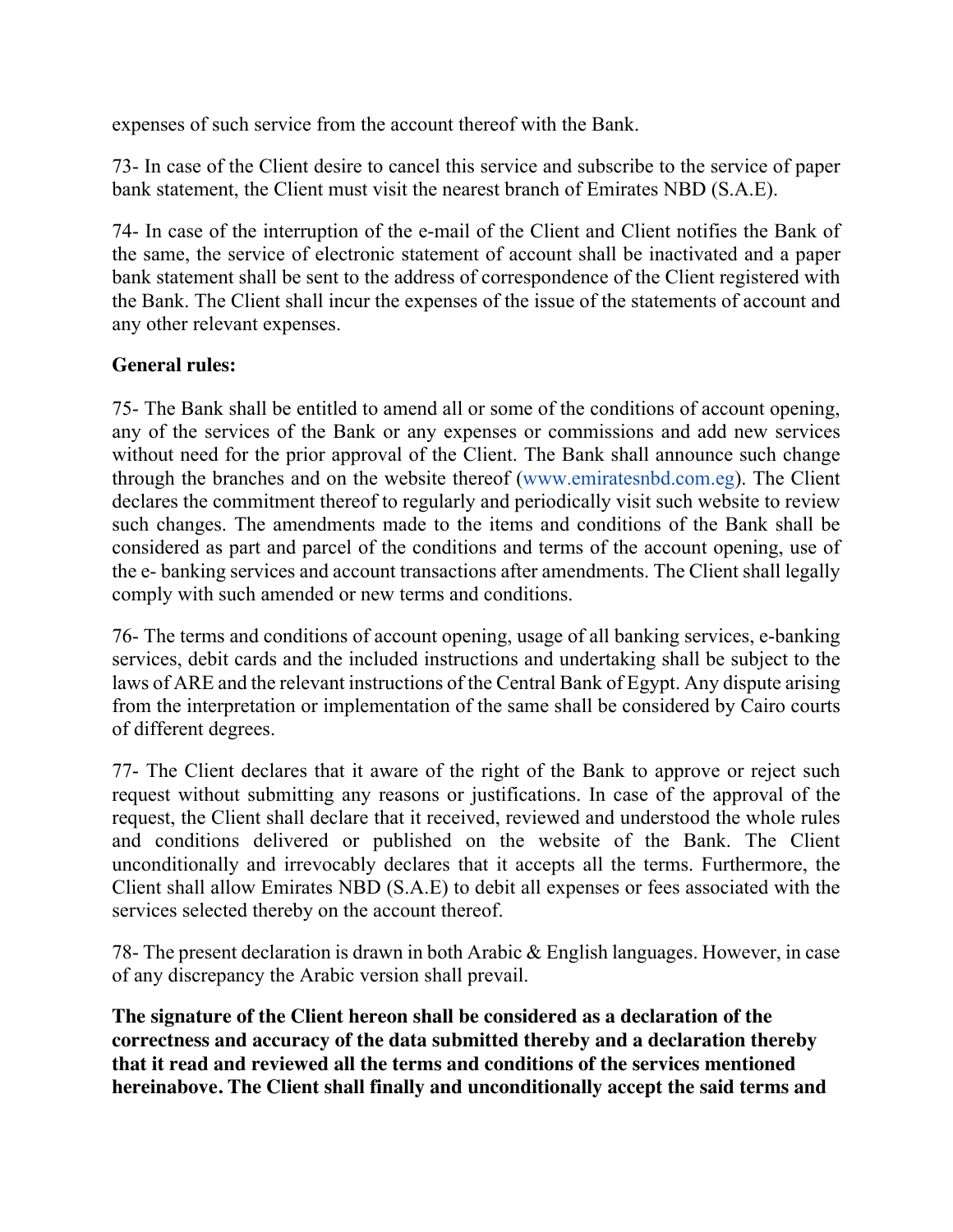expenses of such service from the account thereof with the Bank.

73- In case of the Client desire to cancel this service and subscribe to the service of paper bank statement, the Client must visit the nearest branch of Emirates NBD (S.A.E).

74- In case of the interruption of the e-mail of the Client and Client notifies the Bank of the same, the service of electronic statement of account shall be inactivated and a paper bank statement shall be sent to the address of correspondence of the Client registered with the Bank. The Client shall incur the expenses of the issue of the statements of account and any other relevant expenses.

**General rules:**

75- The Bank shall be entitled to amend all or some of the conditions of account opening, any of the services of the Bank or any expenses or commissions and add new services without need for the prior approval of the Client. The Bank shall announce such change through the branches and on the website thereof (www.emiratesnbd.com.eg). The Client declares the commitment thereof to regularly and periodically visit such website to review such changes. The amendments made to the items and conditions of the Bank shall be considered as part and parcel of the conditions and terms of the account opening, use of the e- banking services and account transactions after amendments. The Client shall legally comply with such amended or new terms and conditions.

76- The terms and conditions of account opening, usage of all banking services, e-banking services, debit cards and the included instructions and undertaking shall be subject to the laws of ARE and the relevant instructions of the Central Bank of Egypt. Any dispute arising from the interpretation or implementation of the same shall be considered by Cairo courts of different degrees.

77- The Client declares that it aware of the right of the Bank to approve or reject such request without submitting any reasons or justifications. In case of the approval of the request, the Client shall declare that it received, reviewed and understood the whole rules and conditions delivered or published on the website of the Bank. The Client unconditionally and irrevocably declares that it accepts all the terms. Furthermore, the Client shall allow Emirates NBD (S.A.E) to debit all expenses or fees associated with the services selected thereby on the account thereof.

78- The present declaration is drawn in both Arabic & English languages. However, in case of any discrepancy the Arabic version shall prevail.

**The signature of the Client hereon shall be considered as a declaration of the correctness and accuracy of the data submitted thereby and a declaration thereby that it read and reviewed all the terms and conditions of the services mentioned hereinabove. The Client shall finally and unconditionally accept the said terms and**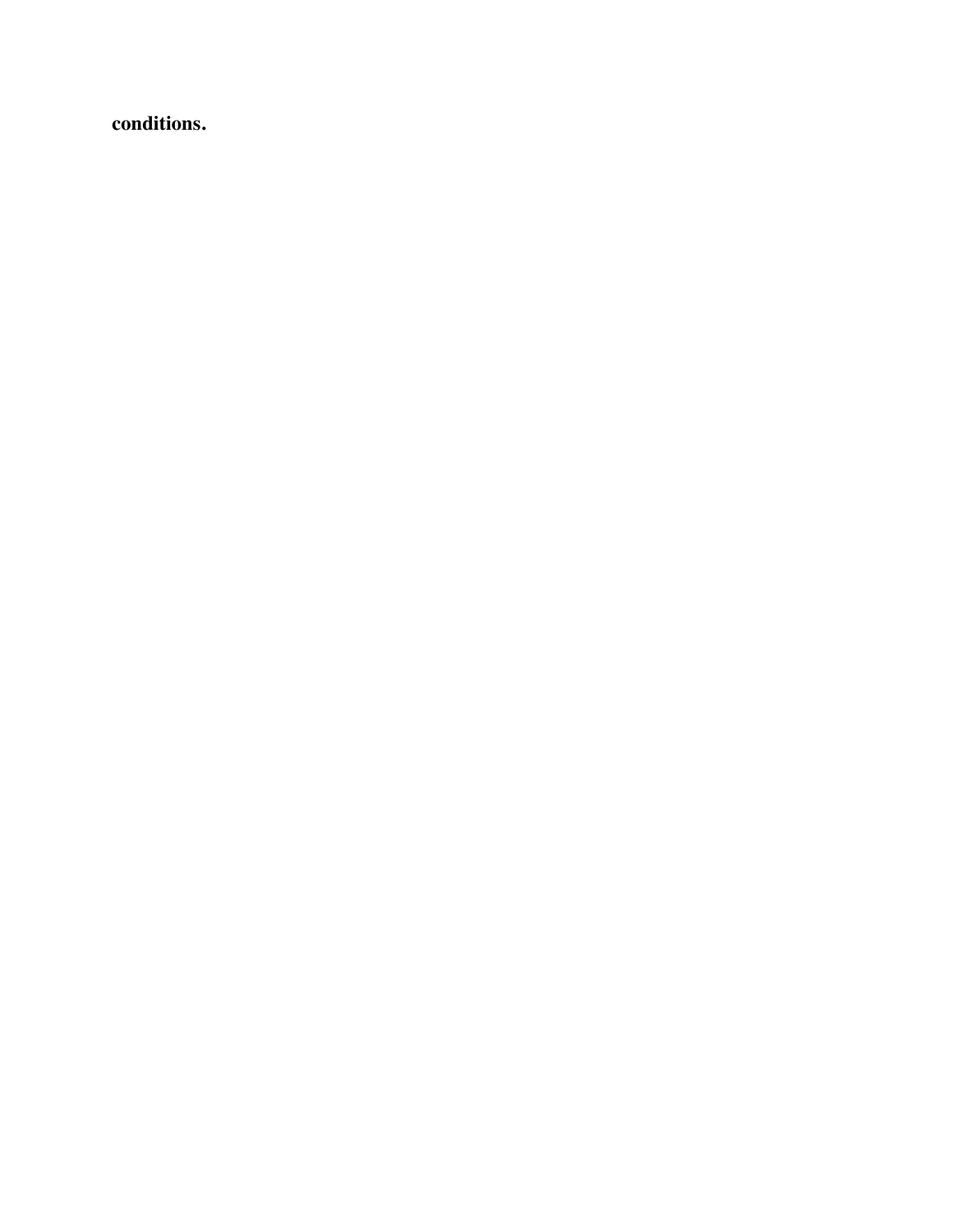**conditions.**